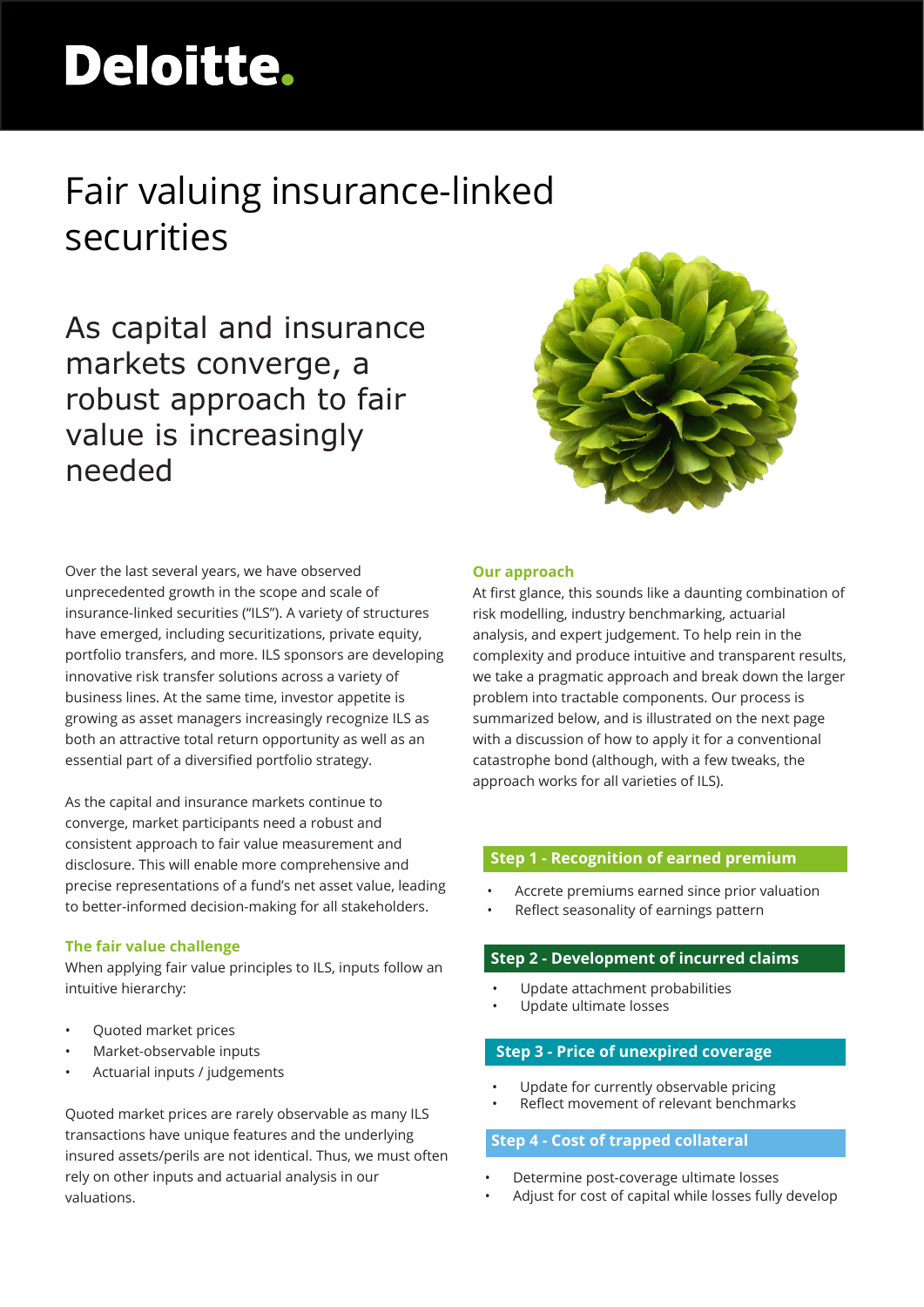Deloitte.

# Fair valuing insurance-linked securities

## As capital and insurance markets converge, a robust approach to fair value is increasingly needed

Over the last several years, we have observed unprecedented growth in the scope and scale of insurance-linked securities ("ILS"). A variety of structures have emerged, including securitizations, private equity, portfolio transfers, and more. ILS sponsors are developing innovative risk transfer solutions across a variety of business lines. At the same time, investor appetite is growing as asset managers increasingly recognize ILS as both an attractive total return opportunity as well as an essential part of a diversified portfolio strategy.

As the capital and insurance markets continue to converge, market participants need a robust and consistent approach to fair value measurement and disclosure. This will enable more comprehensive and precise representations of a fund's net asset value, leading to better-informed decision-making for all stakeholders.

### The fair value challenge

When applying fair value principles to ILS, inputs follow an intuitive hierarchy:

- Quoted market prices
- Market-observable inputs
- Actuarial inputs / judgements

Quoted market prices are rarely observable as many ILS transactions have unique features and the underlying insured assets/perils are not identical. Thus, we must often rely on other inputs and actuarial analysis in our valuations.

### Our approach

At first glance, this sounds like a daunting combination of risk modelling, industry benchmarking, actuarial analysis, and expert judgement. To help rein in the complexity and produce intuitive and transparent results, we take a pragmatic approach and break down the larger problem into tractable components. Our process is summarized below, and is illustrated on the next page with a discussion of how to apply it for a conventional catastrophe bond (although, with a few tweaks, the approach works for all varieties of ILS).

**Step 1 - Recognition of earned premium**

- Accrete premiums earned since prior valuation
- Reflect seasonality of earnings pattern

**Step 2 - Development of incurred claims**

- Update attachment probabilities
- Update ultimate losses

**Step 3 - Price of unexpired coverage**

- Update for currently observable pricing
- Reflect movement of relevant benchmarks

**Step 4 - Cost of trapped collateral**

- Determine post-coverage ultimate losses
- Adjust for cost of capital while losses fully develop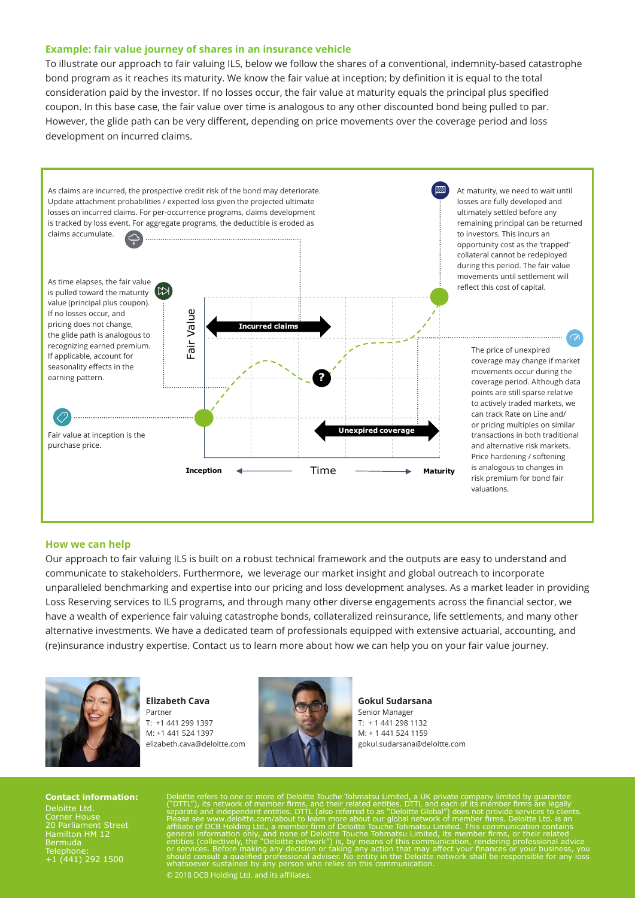## Example: fair value journey of shares in an insurance vehicle

To illustrate our approach to fair valuing ILS, below we follow the shares of a conventional, indemnity-based catastrophe bond program as it reaches its maturity. We know the fair value at inception; by definition it is equal to the total consideration paid by the investor. If no losses occur, the fair value at maturity equals the principal plus specified coupon. In this base case, the fair value over time is analogous to any other discounted bond being pulled to par. However, the glide path can be very different, depending on price movements over the coverage period and loss development on incurred claims.

As claims are incurred, the prospective credit risk of the bond may deteriorate. Update attachment probabilities / expected loss given the projected ultimate losses on incurred claims. For per-occurrence programs, claims development is tracked by loss event. For aggregate programs, the deductible is eroded as claims accumulate.

At maturity, we need to wait until losses are fully developed and ultimately settled before any remaining principal can be returned to investors. This incurs an opportunity cost as the 'trapped' collateral cannot be redeployed during this period. The fair value movements until settlement will reflect this cost of capital.

As time elapses, the fair value is pulled toward the maturity value (principal plus coupon). If no losses occur, and pricing does not change, the glide path is analogous to recognizing earned premium. If applicable, account for seasonality effects in the earning pattern.

Fair Value

Incurred claims

?

Unexpired coverage

The price of unexpired coverage may change if market movements occur during the coverage period. Although data points are still sparse relative to actively traded markets, we can track Rate on Line and/ or pricing multiples on similar transactions in both traditional and alternative risk markets. Price hardening / softening is analogous to changes in risk premium for bond fair valuations.

Fair value at inception is the purchase price.

Inception

Time

Maturity

## How we can help

Our approach to fair valuing ILS is built on a robust technical framework and the outputs are easy to understand and communicate to stakeholders. Furthermore, we leverage our market insight and global outreach to incorporate unparalleled benchmarking and expertise into our pricing and loss development analyses. As a market leader in providing Loss Reserving services to ILS programs, and through many other diverse engagements across the financial sector, we have a wealth of experience fair valuing catastrophe bonds, collateralized reinsurance, life settlements, and many other alternative investments. We have a dedicated team of professionals equipped with extensive actuarial, accounting, and (re)insurance industry expertise. Contact us to learn more about how we can help you on your fair value journey.

**Elizabeth Cava**
Partner
T: +1 441 299 1397
M: +1 441 524 1397
elizabeth.cava@deloitte.com

**Gokul Sudarsana**
Senior Manager
T: + 1 441 298 1132
M: + 1 441 524 1159
gokul.sudarsana@deloitte.com

**Contact information:**
Deloitte Ltd.
Corner House
20 Parliament Street
Hamilton HM 12
Bermuda
Telephone:
+1 (441) 292 1500

Deloitte refers to one or more of Deloitte Touche Tohmatsu Limited, a UK private company limited by guarantee ("DTTL"), its network of member firms, and their related entities. DTTL and each of its member firms are legally separate and independent entities. DTTL (also referred to as "Deloitte Global") does not provide services to clients. Please see www.deloitte.com/about to learn more about our global network of member firms. Deloitte Ltd. is an affiliate of DCB Holding Ltd., a member firm of Deloitte Touche Tohmatsu Limited. This communication contains general information only, and none of Deloitte Touche Tohmatsu Limited, its member firms, or their related entities (collectively, the "Deloitte network") is, by means of this communication, rendering professional advice or services. Before making any decision or taking any action that may affect your finances or your business, you should consult a qualified professional adviser. No entity in the Deloitte network shall be responsible for any loss whatsoever sustained by any person who relies on this communication.

© 2018 DCB Holding Ltd. and its affiliates.